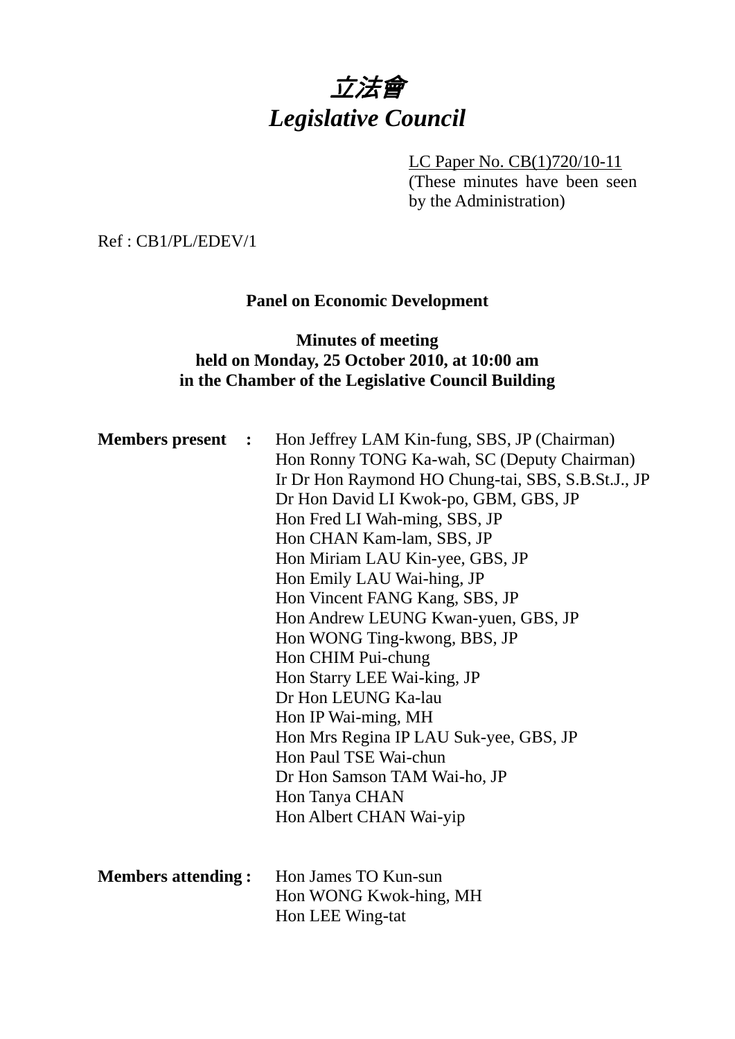# *立法會*
# *Legislative Council*

LC Paper No. CB(1)720/10-11
(These minutes have been seen by the Administration)

Ref : CB1/PL/EDEV/1

**Panel on Economic Development**

**Minutes of meeting**
**held on Monday, 25 October 2010, at 10:00 am**
**in the Chamber of the Legislative Council Building**

**Members present :**

Hon Jeffrey LAM Kin-fung, SBS, JP (Chairman)
Hon Ronny TONG Ka-wah, SC (Deputy Chairman)
Ir Dr Hon Raymond HO Chung-tai, SBS, S.B.St.J., JP
Dr Hon David LI Kwok-po, GBM, GBS, JP
Hon Fred LI Wah-ming, SBS, JP
Hon CHAN Kam-lam, SBS, JP
Hon Miriam LAU Kin-yee, GBS, JP
Hon Emily LAU Wai-hing, JP
Hon Vincent FANG Kang, SBS, JP
Hon Andrew LEUNG Kwan-yuen, GBS, JP
Hon WONG Ting-kwong, BBS, JP
Hon CHIM Pui-chung
Hon Starry LEE Wai-king, JP
Dr Hon LEUNG Ka-lau
Hon IP Wai-ming, MH
Hon Mrs Regina IP LAU Suk-yee, GBS, JP
Hon Paul TSE Wai-chun
Dr Hon Samson TAM Wai-ho, JP
Hon Tanya CHAN
Hon Albert CHAN Wai-yip

**Members attending :**

Hon James TO Kun-sun
Hon WONG Kwok-hing, MH
Hon LEE Wing-tat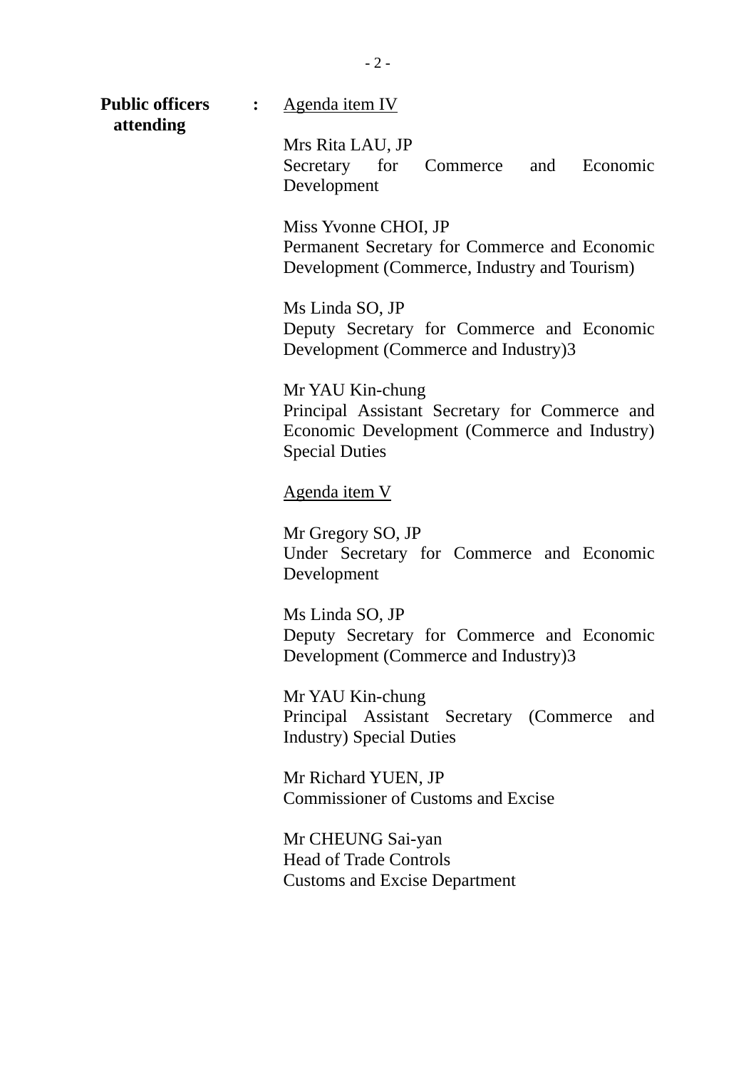**Public officers attending** : <u>Agenda item IV</u>

Mrs Rita LAU, JP
Secretary for Commerce and Economic Development

Miss Yvonne CHOI, JP
Permanent Secretary for Commerce and Economic Development (Commerce, Industry and Tourism)

Ms Linda SO, JP
Deputy Secretary for Commerce and Economic Development (Commerce and Industry)3

Mr YAU Kin-chung
Principal Assistant Secretary for Commerce and Economic Development (Commerce and Industry) Special Duties

<u>Agenda item V</u>

Mr Gregory SO, JP
Under Secretary for Commerce and Economic Development

Ms Linda SO, JP
Deputy Secretary for Commerce and Economic Development (Commerce and Industry)3

Mr YAU Kin-chung
Principal Assistant Secretary (Commerce and Industry) Special Duties

Mr Richard YUEN, JP
Commissioner of Customs and Excise

Mr CHEUNG Sai-yan
Head of Trade Controls
Customs and Excise Department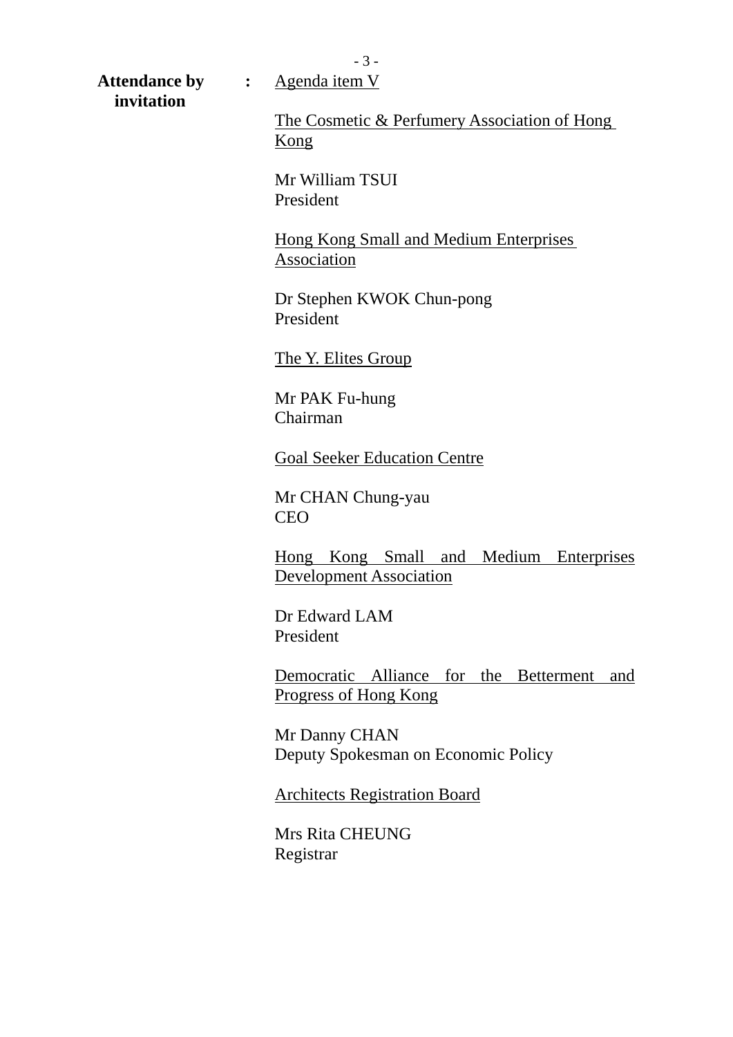**Attendance by invitation** : <u>Agenda item V</u>

<u>The Cosmetic & Perfumery Association of Hong Kong</u>

Mr William TSUI
President

<u>Hong Kong Small and Medium Enterprises Association</u>

Dr Stephen KWOK Chun-pong
President

<u>The Y. Elites Group</u>

Mr PAK Fu-hung
Chairman

<u>Goal Seeker Education Centre</u>

Mr CHAN Chung-yau
CEO

<u>Hong Kong Small and Medium Enterprises Development Association</u>

Dr Edward LAM
President

<u>Democratic Alliance for the Betterment and Progress of Hong Kong</u>

Mr Danny CHAN
Deputy Spokesman on Economic Policy

<u>Architects Registration Board</u>

Mrs Rita CHEUNG
Registrar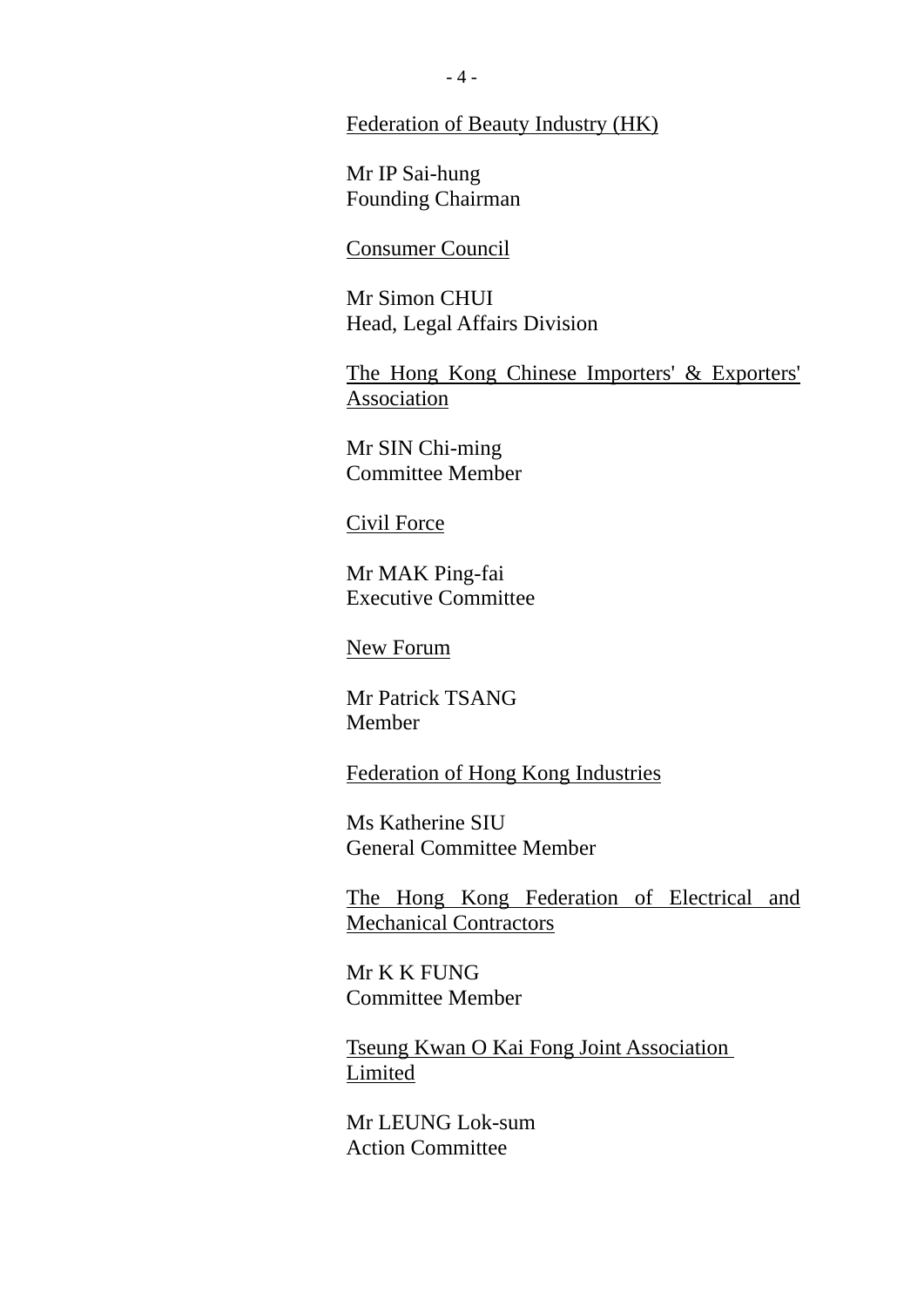<u>Federation of Beauty Industry (HK)</u>

Mr IP Sai-hung
Founding Chairman

<u>Consumer Council</u>

Mr Simon CHUI
Head, Legal Affairs Division

<u>The Hong Kong Chinese Importers' & Exporters' Association</u>

Mr SIN Chi-ming
Committee Member

<u>Civil Force</u>

Mr MAK Ping-fai
Executive Committee

<u>New Forum</u>

Mr Patrick TSANG
Member

<u>Federation of Hong Kong Industries</u>

Ms Katherine SIU
General Committee Member

<u>The Hong Kong Federation of Electrical and Mechanical Contractors</u>

Mr K K FUNG
Committee Member

<u>Tseung Kwan O Kai Fong Joint Association Limited</u>

Mr LEUNG Lok-sum
Action Committee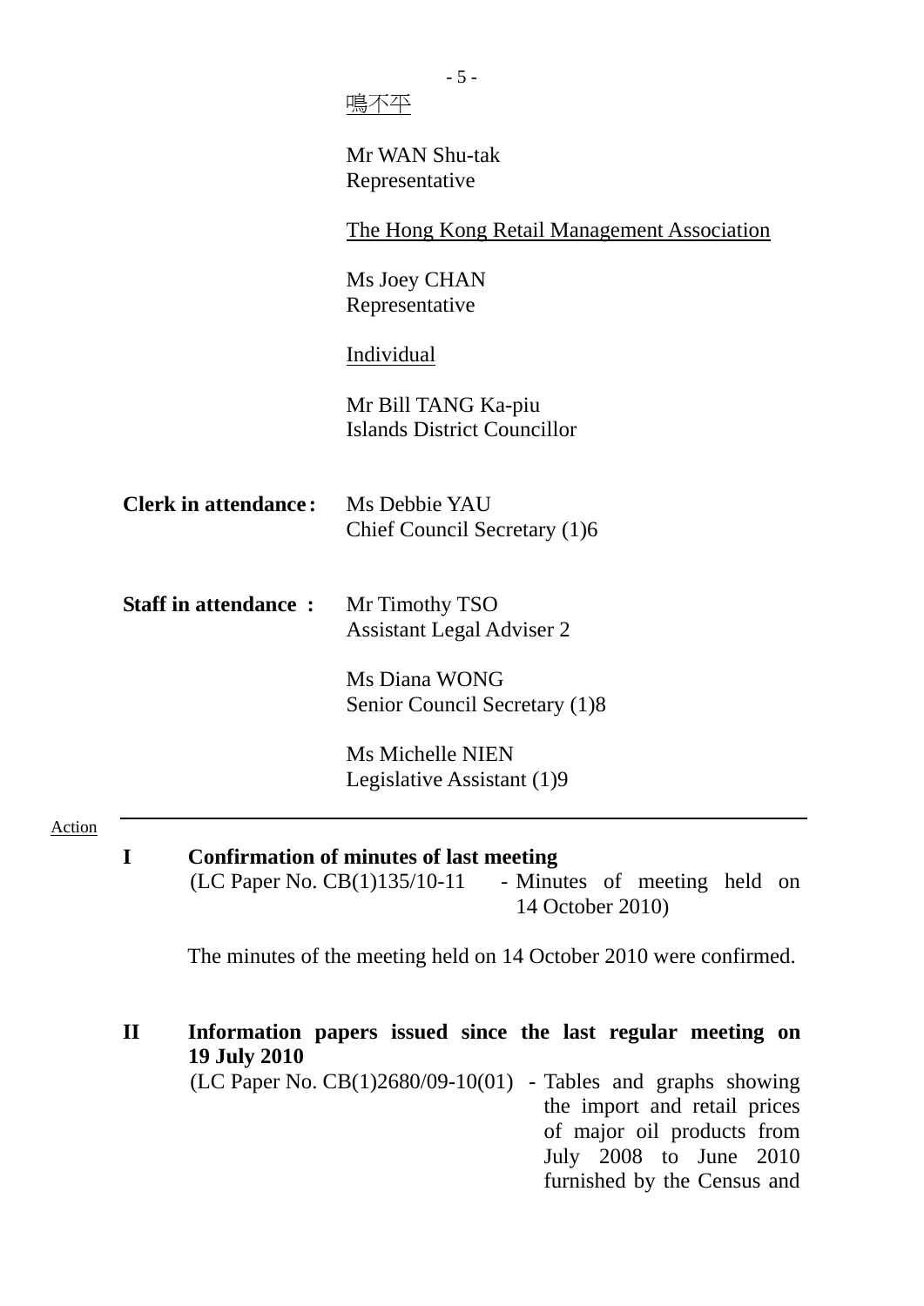<u>鳴不平</u>

Mr WAN Shu-tak
Representative

<u>The Hong Kong Retail Management Association</u>

Ms Joey CHAN
Representative

<u>Individual</u>

Mr Bill TANG Ka-piu
Islands District Councillor

**Clerk in attendance:** Ms Debbie YAU
Chief Council Secretary (1)6

**Staff in attendance :** Mr Timothy TSO
Assistant Legal Adviser 2

Ms Diana WONG
Senior Council Secretary (1)8

Ms Michelle NIEN
Legislative Assistant (1)9

---

Action

**I Confirmation of minutes of last meeting**

(LC Paper No. CB(1)135/10-11 - Minutes of meeting held on 14 October 2010)

The minutes of the meeting held on 14 October 2010 were confirmed.

**II Information papers issued since the last regular meeting on 19 July 2010**

(LC Paper No. CB(1)2680/09-10(01) - Tables and graphs showing the import and retail prices of major oil products from July 2008 to June 2010 furnished by the Census and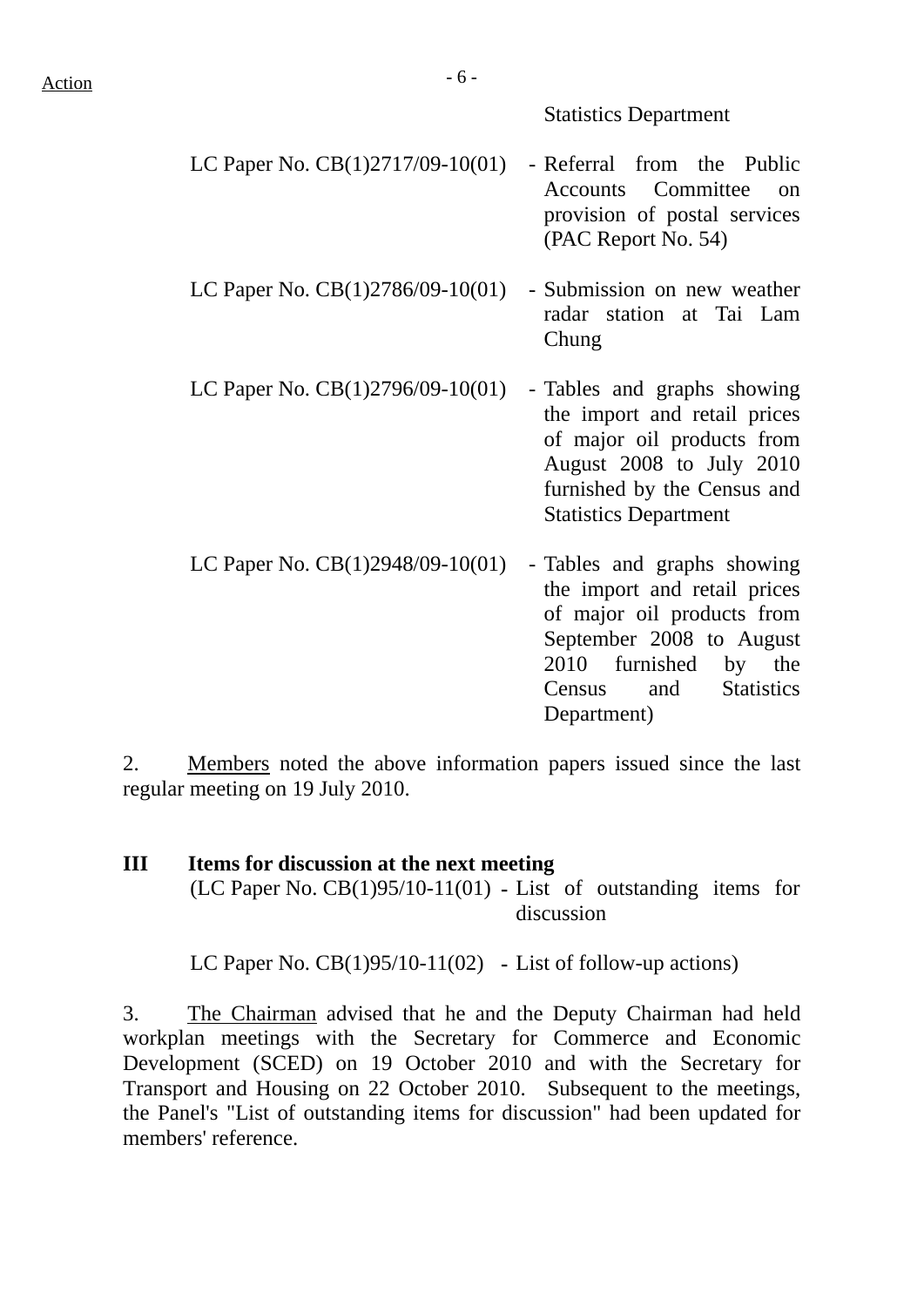Statistics Department

| | |
|---|---|
| LC Paper No. CB(1)2717/09-10(01) | - Referral from the Public Accounts Committee on provision of postal services (PAC Report No. 54) |
| LC Paper No. CB(1)2786/09-10(01) | - Submission on new weather radar station at Tai Lam Chung |
| LC Paper No. CB(1)2796/09-10(01) | - Tables and graphs showing the import and retail prices of major oil products from August 2008 to July 2010 furnished by the Census and Statistics Department |
| LC Paper No. CB(1)2948/09-10(01) | - Tables and graphs showing the import and retail prices of major oil products from September 2008 to August 2010 furnished by the Census and Statistics Department) |

2. Members noted the above information papers issued since the last regular meeting on 19 July 2010.

## III Items for discussion at the next meeting

| | |
|---|---|
| (LC Paper No. CB(1)95/10-11(01) | - List of outstanding items for discussion |
| LC Paper No. CB(1)95/10-11(02) | - List of follow-up actions) |

3. The Chairman advised that he and the Deputy Chairman had held workplan meetings with the Secretary for Commerce and Economic Development (SCED) on 19 October 2010 and with the Secretary for Transport and Housing on 22 October 2010. Subsequent to the meetings, the Panel's "List of outstanding items for discussion" had been updated for members' reference.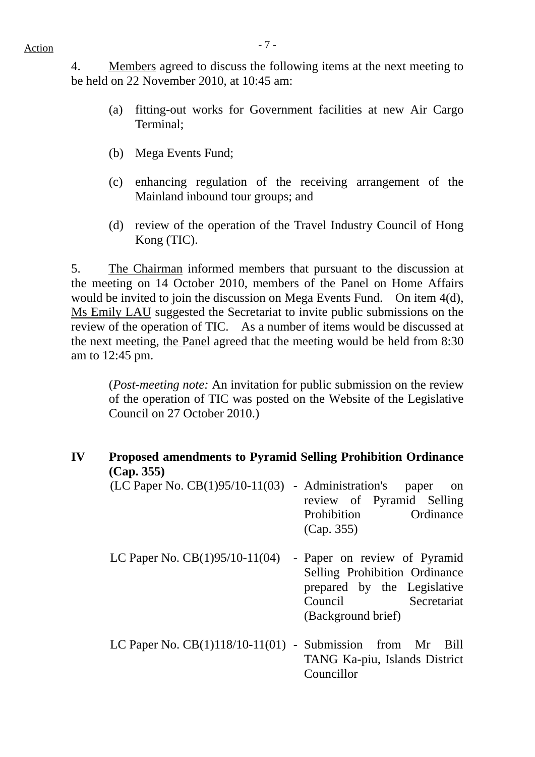Action

4. Members agreed to discuss the following items at the next meeting to be held on 22 November 2010, at 10:45 am:

(a) fitting-out works for Government facilities at new Air Cargo Terminal;

(b) Mega Events Fund;

(c) enhancing regulation of the receiving arrangement of the Mainland inbound tour groups; and

(d) review of the operation of the Travel Industry Council of Hong Kong (TIC).

5. The Chairman informed members that pursuant to the discussion at the meeting on 14 October 2010, members of the Panel on Home Affairs would be invited to join the discussion on Mega Events Fund. On item 4(d), Ms Emily LAU suggested the Secretariat to invite public submissions on the review of the operation of TIC. As a number of items would be discussed at the next meeting, the Panel agreed that the meeting would be held from 8:30 am to 12:45 pm.

> (*Post-meeting note:* An invitation for public submission on the review of the operation of TIC was posted on the Website of the Legislative Council on 27 October 2010.)

**IV Proposed amendments to Pyramid Selling Prohibition Ordinance (Cap. 355)**

(LC Paper No. CB(1)95/10-11(03) - Administration's paper on review of Pyramid Selling Prohibition Ordinance (Cap. 355)

LC Paper No. CB(1)95/10-11(04) - Paper on review of Pyramid Selling Prohibition Ordinance prepared by the Legislative Council Secretariat (Background brief)

LC Paper No. CB(1)118/10-11(01) - Submission from Mr Bill TANG Ka-piu, Islands District Councillor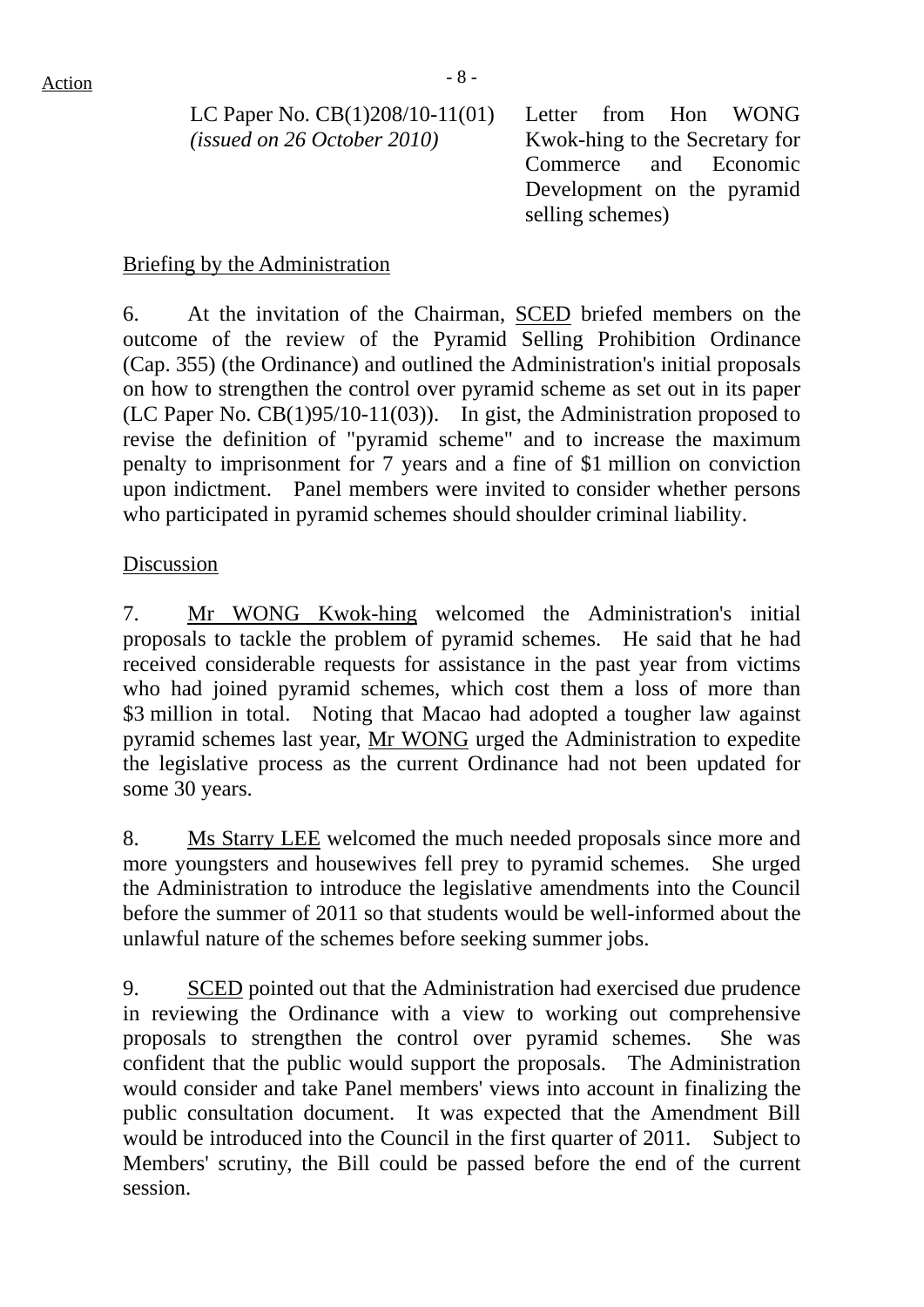Action

| | |
|---|---|
| LC Paper No. CB(1)208/10-11(01) *(issued on 26 October 2010)* | Letter from Hon WONG Kwok-hing to the Secretary for Commerce and Economic Development on the pyramid selling schemes) |

Briefing by the Administration

6. At the invitation of the Chairman, SCED briefed members on the outcome of the review of the Pyramid Selling Prohibition Ordinance (Cap. 355) (the Ordinance) and outlined the Administration's initial proposals on how to strengthen the control over pyramid scheme as set out in its paper (LC Paper No. CB(1)95/10-11(03)). In gist, the Administration proposed to revise the definition of "pyramid scheme" and to increase the maximum penalty to imprisonment for 7 years and a fine of $1 million on conviction upon indictment. Panel members were invited to consider whether persons who participated in pyramid schemes should shoulder criminal liability.

Discussion

7. Mr WONG Kwok-hing welcomed the Administration's initial proposals to tackle the problem of pyramid schemes. He said that he had received considerable requests for assistance in the past year from victims who had joined pyramid schemes, which cost them a loss of more than $3 million in total. Noting that Macao had adopted a tougher law against pyramid schemes last year, Mr WONG urged the Administration to expedite the legislative process as the current Ordinance had not been updated for some 30 years.

8. Ms Starry LEE welcomed the much needed proposals since more and more youngsters and housewives fell prey to pyramid schemes. She urged the Administration to introduce the legislative amendments into the Council before the summer of 2011 so that students would be well-informed about the unlawful nature of the schemes before seeking summer jobs.

9. SCED pointed out that the Administration had exercised due prudence in reviewing the Ordinance with a view to working out comprehensive proposals to strengthen the control over pyramid schemes. She was confident that the public would support the proposals. The Administration would consider and take Panel members' views into account in finalizing the public consultation document. It was expected that the Amendment Bill would be introduced into the Council in the first quarter of 2011. Subject to Members' scrutiny, the Bill could be passed before the end of the current session.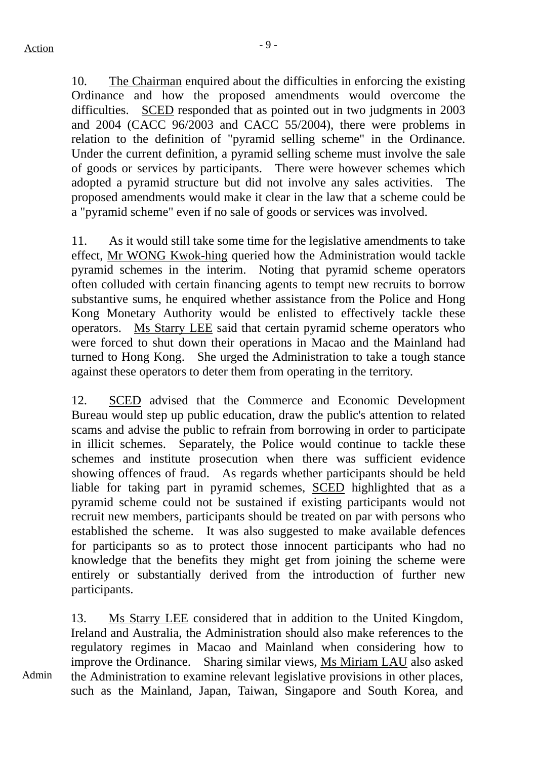10. The Chairman enquired about the difficulties in enforcing the existing Ordinance and how the proposed amendments would overcome the difficulties. SCED responded that as pointed out in two judgments in 2003 and 2004 (CACC 96/2003 and CACC 55/2004), there were problems in relation to the definition of "pyramid selling scheme" in the Ordinance. Under the current definition, a pyramid selling scheme must involve the sale of goods or services by participants. There were however schemes which adopted a pyramid structure but did not involve any sales activities. The proposed amendments would make it clear in the law that a scheme could be a "pyramid scheme" even if no sale of goods or services was involved.

11. As it would still take some time for the legislative amendments to take effect, Mr WONG Kwok-hing queried how the Administration would tackle pyramid schemes in the interim. Noting that pyramid scheme operators often colluded with certain financing agents to tempt new recruits to borrow substantive sums, he enquired whether assistance from the Police and Hong Kong Monetary Authority would be enlisted to effectively tackle these operators. Ms Starry LEE said that certain pyramid scheme operators who were forced to shut down their operations in Macao and the Mainland had turned to Hong Kong. She urged the Administration to take a tough stance against these operators to deter them from operating in the territory.

12. SCED advised that the Commerce and Economic Development Bureau would step up public education, draw the public's attention to related scams and advise the public to refrain from borrowing in order to participate in illicit schemes. Separately, the Police would continue to tackle these schemes and institute prosecution when there was sufficient evidence showing offences of fraud. As regards whether participants should be held liable for taking part in pyramid schemes, SCED highlighted that as a pyramid scheme could not be sustained if existing participants would not recruit new members, participants should be treated on par with persons who established the scheme. It was also suggested to make available defences for participants so as to protect those innocent participants who had no knowledge that the benefits they might get from joining the scheme were entirely or substantially derived from the introduction of further new participants.

13. Ms Starry LEE considered that in addition to the United Kingdom, Ireland and Australia, the Administration should also make references to the regulatory regimes in Macao and Mainland when considering how to improve the Ordinance. Sharing similar views, Ms Miriam LAU also asked the Administration to examine relevant legislative provisions in other places, such as the Mainland, Japan, Taiwan, Singapore and South Korea, and

Admin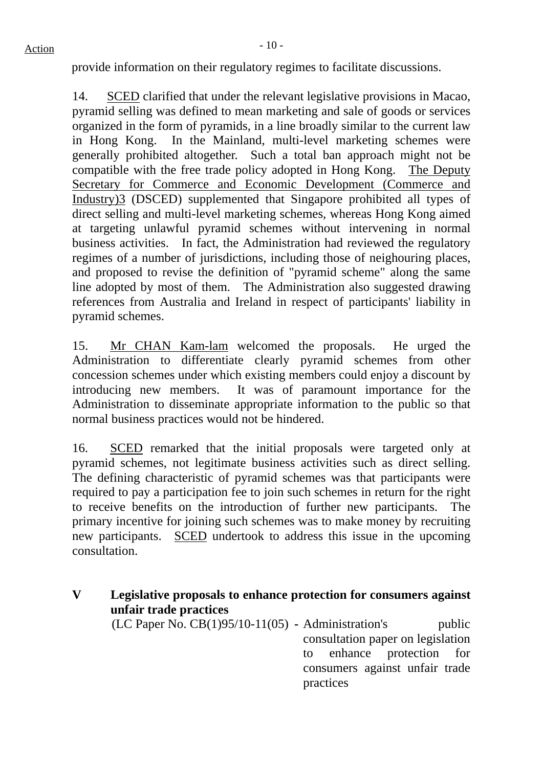provide information on their regulatory regimes to facilitate discussions.

14. SCED clarified that under the relevant legislative provisions in Macao, pyramid selling was defined to mean marketing and sale of goods or services organized in the form of pyramids, in a line broadly similar to the current law in Hong Kong. In the Mainland, multi-level marketing schemes were generally prohibited altogether. Such a total ban approach might not be compatible with the free trade policy adopted in Hong Kong. The Deputy Secretary for Commerce and Economic Development (Commerce and Industry)3 (DSCED) supplemented that Singapore prohibited all types of direct selling and multi-level marketing schemes, whereas Hong Kong aimed at targeting unlawful pyramid schemes without intervening in normal business activities. In fact, the Administration had reviewed the regulatory regimes of a number of jurisdictions, including those of neighouring places, and proposed to revise the definition of "pyramid scheme" along the same line adopted by most of them. The Administration also suggested drawing references from Australia and Ireland in respect of participants' liability in pyramid schemes.

15. Mr CHAN Kam-lam welcomed the proposals. He urged the Administration to differentiate clearly pyramid schemes from other concession schemes under which existing members could enjoy a discount by introducing new members. It was of paramount importance for the Administration to disseminate appropriate information to the public so that normal business practices would not be hindered.

16. SCED remarked that the initial proposals were targeted only at pyramid schemes, not legitimate business activities such as direct selling. The defining characteristic of pyramid schemes was that participants were required to pay a participation fee to join such schemes in return for the right to receive benefits on the introduction of further new participants. The primary incentive for joining such schemes was to make money by recruiting new participants. SCED undertook to address this issue in the upcoming consultation.

## V Legislative proposals to enhance protection for consumers against unfair trade practices

(LC Paper No. CB(1)95/10-11(05) - Administration's public consultation paper on legislation to enhance protection for consumers against unfair trade practices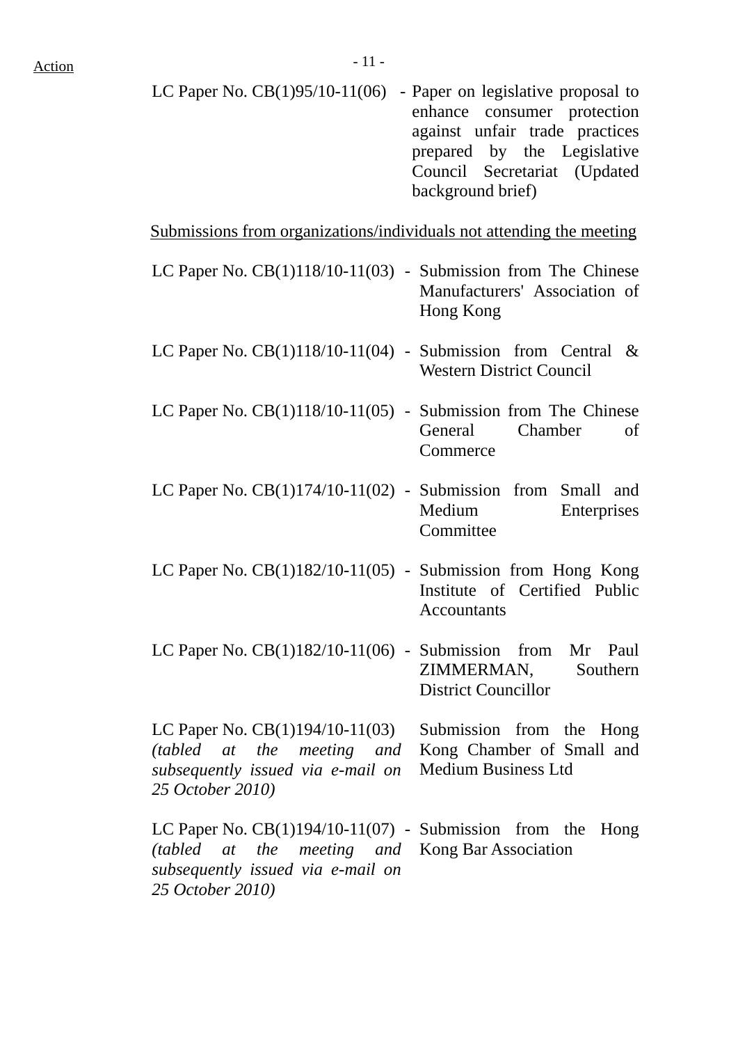| | | |
|---|---|---|
| LC Paper No. CB(1)95/10-11(06) | - | Paper on legislative proposal to enhance consumer protection against unfair trade practices prepared by the Legislative Council Secretariat (Updated background brief) |

<u>Submissions from organizations/individuals not attending the meeting</u>

| | | |
|---|---|---|
| LC Paper No. CB(1)118/10-11(03) | - | Submission from The Chinese Manufacturers' Association of Hong Kong |
| LC Paper No. CB(1)118/10-11(04) | - | Submission from Central & Western District Council |
| LC Paper No. CB(1)118/10-11(05) | - | Submission from The Chinese General Chamber of Commerce |
| LC Paper No. CB(1)174/10-11(02) | - | Submission from Small and Medium Enterprises Committee |
| LC Paper No. CB(1)182/10-11(05) | - | Submission from Hong Kong Institute of Certified Public Accountants |
| LC Paper No. CB(1)182/10-11(06) | - | Submission from Mr Paul ZIMMERMAN, Southern District Councillor |
| LC Paper No. CB(1)194/10-11(03) *(tabled at the meeting and subsequently issued via e-mail on 25 October 2010)* | | Submission from the Hong Kong Chamber of Small and Medium Business Ltd |
| LC Paper No. CB(1)194/10-11(07) *(tabled at the meeting and subsequently issued via e-mail on 25 October 2010)* | - | Submission from the Hong Kong Bar Association |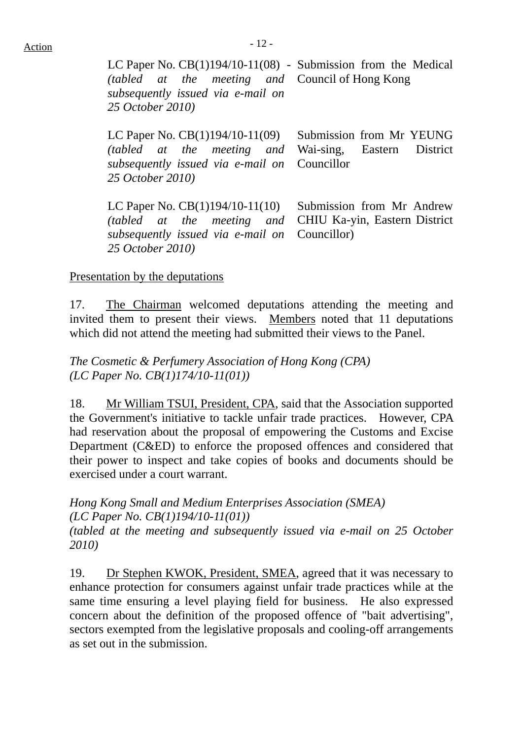LC Paper No. CB(1)194/10-11(08) - Submission from the Medical Council of Hong Kong
*(tabled at the meeting and subsequently issued via e-mail on 25 October 2010)*

LC Paper No. CB(1)194/10-11(09) Submission from Mr YEUNG Wai-sing, Eastern District Councillor
*(tabled at the meeting and subsequently issued via e-mail on 25 October 2010)*

LC Paper No. CB(1)194/10-11(10) Submission from Mr Andrew CHIU Ka-yin, Eastern District Councillor)
*(tabled at the meeting and subsequently issued via e-mail on 25 October 2010)*

Presentation by the deputations

17. The Chairman welcomed deputations attending the meeting and invited them to present their views. Members noted that 11 deputations which did not attend the meeting had submitted their views to the Panel.

*The Cosmetic & Perfumery Association of Hong Kong (CPA)*
*(LC Paper No. CB(1)174/10-11(01))*

18. Mr William TSUI, President, CPA, said that the Association supported the Government's initiative to tackle unfair trade practices. However, CPA had reservation about the proposal of empowering the Customs and Excise Department (C&ED) to enforce the proposed offences and considered that their power to inspect and take copies of books and documents should be exercised under a court warrant.

*Hong Kong Small and Medium Enterprises Association (SMEA)*
*(LC Paper No. CB(1)194/10-11(01))*
*(tabled at the meeting and subsequently issued via e-mail on 25 October 2010)*

19. Dr Stephen KWOK, President, SMEA, agreed that it was necessary to enhance protection for consumers against unfair trade practices while at the same time ensuring a level playing field for business. He also expressed concern about the definition of the proposed offence of "bait advertising", sectors exempted from the legislative proposals and cooling-off arrangements as set out in the submission.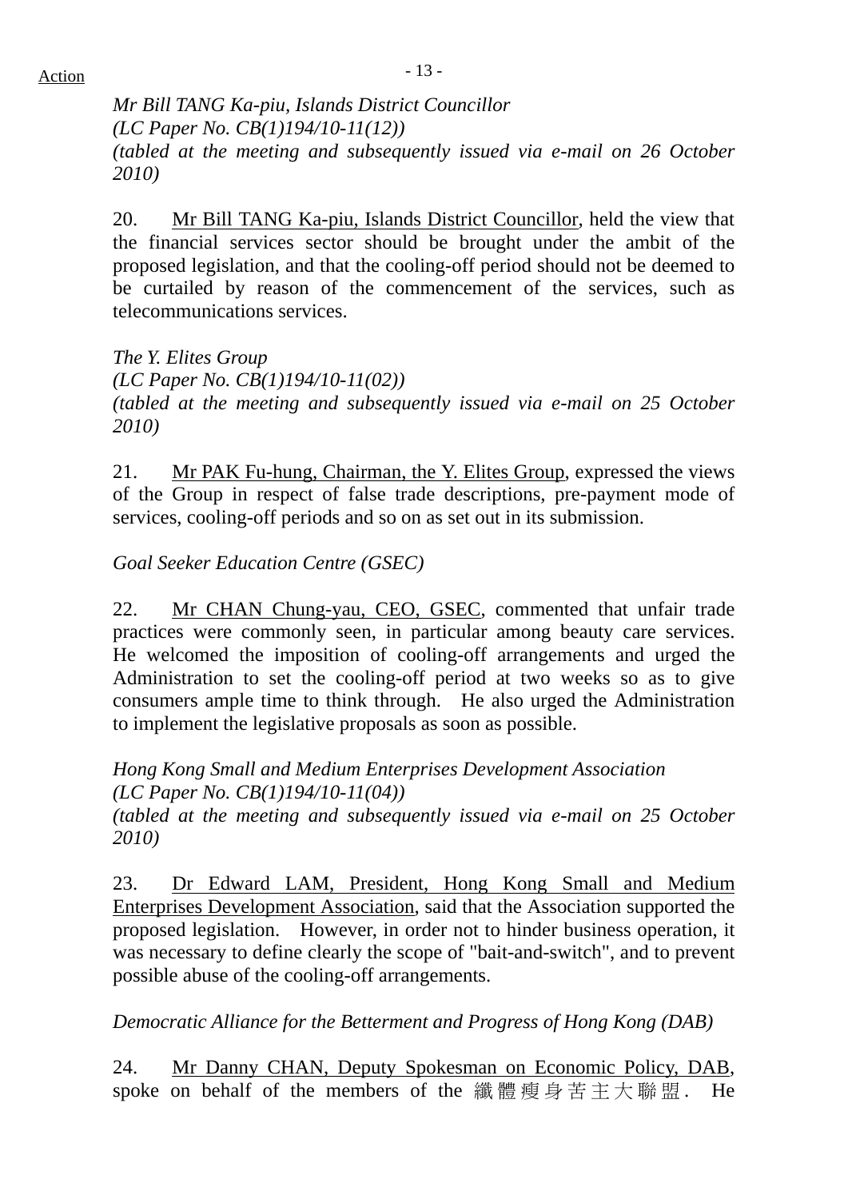*Mr Bill TANG Ka-piu, Islands District Councillor*
*(LC Paper No. CB(1)194/10-11(12))*
*(tabled at the meeting and subsequently issued via e-mail on 26 October 2010)*

20. Mr Bill TANG Ka-piu, Islands District Councillor, held the view that the financial services sector should be brought under the ambit of the proposed legislation, and that the cooling-off period should not be deemed to be curtailed by reason of the commencement of the services, such as telecommunications services.

*The Y. Elites Group*
*(LC Paper No. CB(1)194/10-11(02))*
*(tabled at the meeting and subsequently issued via e-mail on 25 October 2010)*

21. Mr PAK Fu-hung, Chairman, the Y. Elites Group, expressed the views of the Group in respect of false trade descriptions, pre-payment mode of services, cooling-off periods and so on as set out in its submission.

*Goal Seeker Education Centre (GSEC)*

22. Mr CHAN Chung-yau, CEO, GSEC, commented that unfair trade practices were commonly seen, in particular among beauty care services. He welcomed the imposition of cooling-off arrangements and urged the Administration to set the cooling-off period at two weeks so as to give consumers ample time to think through. He also urged the Administration to implement the legislative proposals as soon as possible.

*Hong Kong Small and Medium Enterprises Development Association*
*(LC Paper No. CB(1)194/10-11(04))*
*(tabled at the meeting and subsequently issued via e-mail on 25 October 2010)*

23. Dr Edward LAM, President, Hong Kong Small and Medium Enterprises Development Association, said that the Association supported the proposed legislation. However, in order not to hinder business operation, it was necessary to define clearly the scope of "bait-and-switch", and to prevent possible abuse of the cooling-off arrangements.

*Democratic Alliance for the Betterment and Progress of Hong Kong (DAB)*

24. Mr Danny CHAN, Deputy Spokesman on Economic Policy, DAB, spoke on behalf of the members of the 纖體瘦身苦主大聯盟. He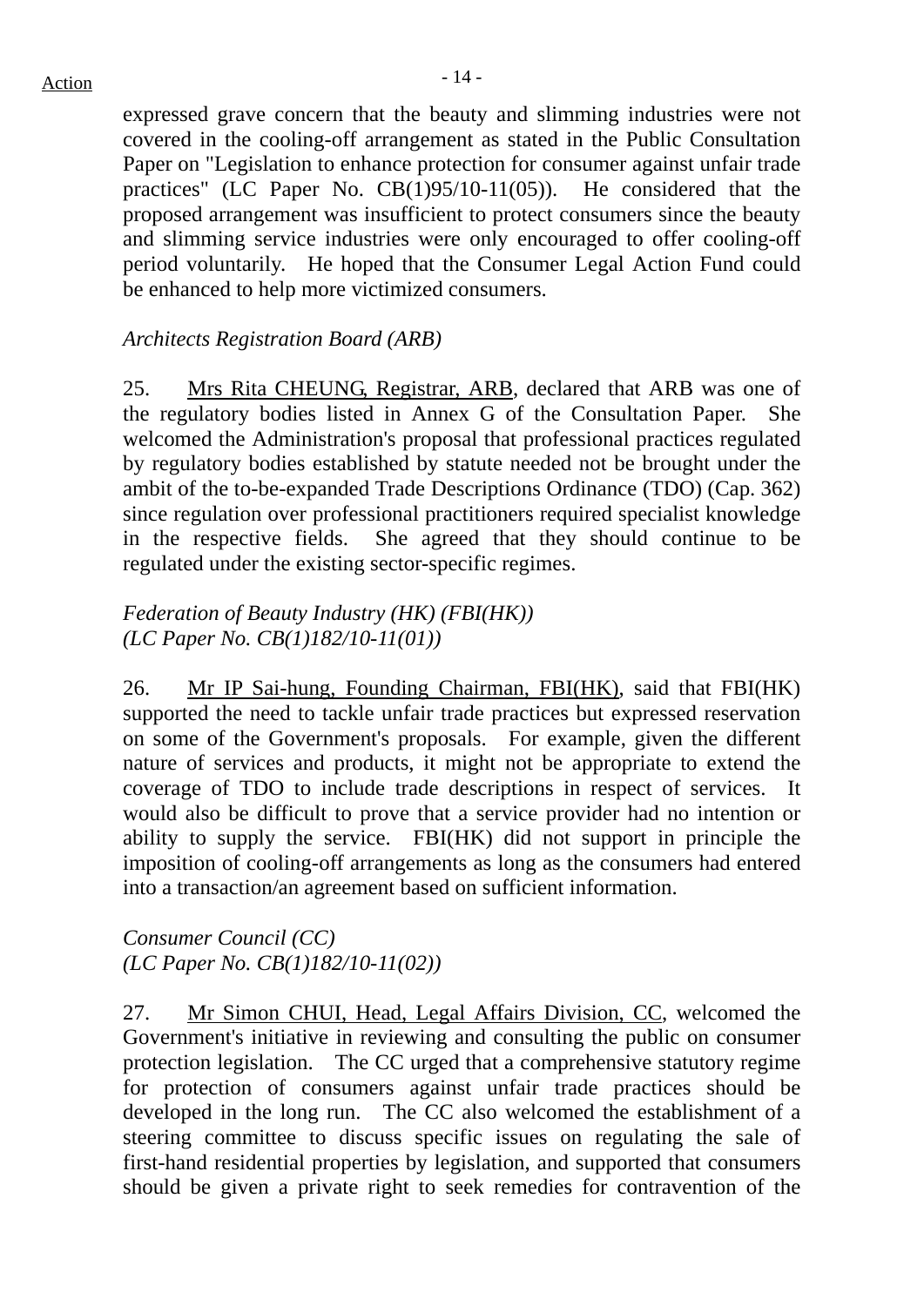expressed grave concern that the beauty and slimming industries were not covered in the cooling-off arrangement as stated in the Public Consultation Paper on "Legislation to enhance protection for consumer against unfair trade practices" (LC Paper No. CB(1)95/10-11(05)). He considered that the proposed arrangement was insufficient to protect consumers since the beauty and slimming service industries were only encouraged to offer cooling-off period voluntarily. He hoped that the Consumer Legal Action Fund could be enhanced to help more victimized consumers.

*Architects Registration Board (ARB)*

25. Mrs Rita CHEUNG, Registrar, ARB, declared that ARB was one of the regulatory bodies listed in Annex G of the Consultation Paper. She welcomed the Administration's proposal that professional practices regulated by regulatory bodies established by statute needed not be brought under the ambit of the to-be-expanded Trade Descriptions Ordinance (TDO) (Cap. 362) since regulation over professional practitioners required specialist knowledge in the respective fields. She agreed that they should continue to be regulated under the existing sector-specific regimes.

*Federation of Beauty Industry (HK) (FBI(HK))*
*(LC Paper No. CB(1)182/10-11(01))*

26. Mr IP Sai-hung, Founding Chairman, FBI(HK), said that FBI(HK) supported the need to tackle unfair trade practices but expressed reservation on some of the Government's proposals. For example, given the different nature of services and products, it might not be appropriate to extend the coverage of TDO to include trade descriptions in respect of services. It would also be difficult to prove that a service provider had no intention or ability to supply the service. FBI(HK) did not support in principle the imposition of cooling-off arrangements as long as the consumers had entered into a transaction/an agreement based on sufficient information.

*Consumer Council (CC)*
*(LC Paper No. CB(1)182/10-11(02))*

27. Mr Simon CHUI, Head, Legal Affairs Division, CC, welcomed the Government's initiative in reviewing and consulting the public on consumer protection legislation. The CC urged that a comprehensive statutory regime for protection of consumers against unfair trade practices should be developed in the long run. The CC also welcomed the establishment of a steering committee to discuss specific issues on regulating the sale of first-hand residential properties by legislation, and supported that consumers should be given a private right to seek remedies for contravention of the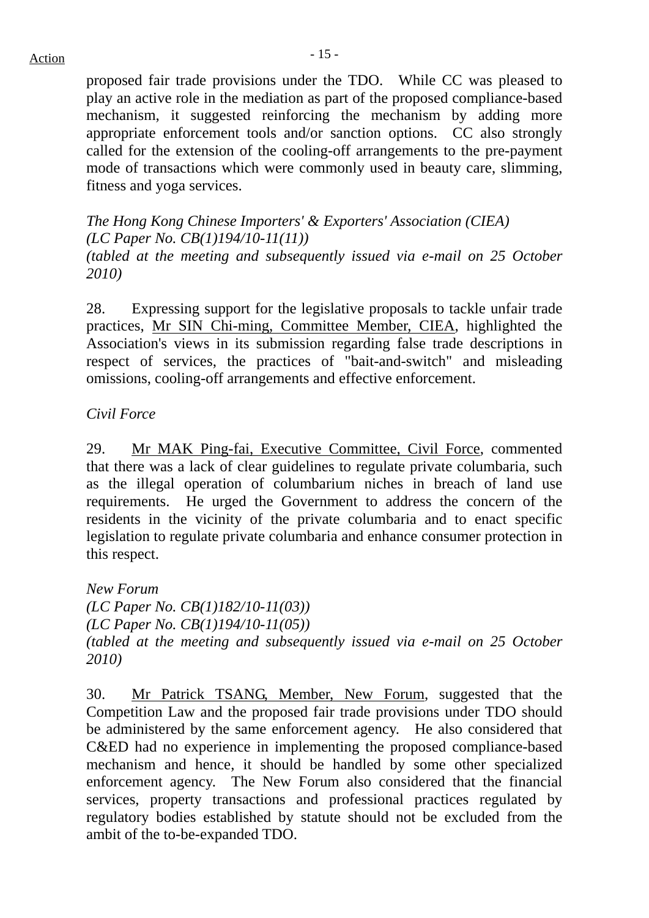proposed fair trade provisions under the TDO. While CC was pleased to play an active role in the mediation as part of the proposed compliance-based mechanism, it suggested reinforcing the mechanism by adding more appropriate enforcement tools and/or sanction options. CC also strongly called for the extension of the cooling-off arrangements to the pre-payment mode of transactions which were commonly used in beauty care, slimming, fitness and yoga services.

*The Hong Kong Chinese Importers' & Exporters' Association (CIEA)*
*(LC Paper No. CB(1)194/10-11(11))*
*(tabled at the meeting and subsequently issued via e-mail on 25 October 2010)*

28. Expressing support for the legislative proposals to tackle unfair trade practices, Mr SIN Chi-ming, Committee Member, CIEA, highlighted the Association's views in its submission regarding false trade descriptions in respect of services, the practices of "bait-and-switch" and misleading omissions, cooling-off arrangements and effective enforcement.

*Civil Force*

29. Mr MAK Ping-fai, Executive Committee, Civil Force, commented that there was a lack of clear guidelines to regulate private columbaria, such as the illegal operation of columbarium niches in breach of land use requirements. He urged the Government to address the concern of the residents in the vicinity of the private columbaria and to enact specific legislation to regulate private columbaria and enhance consumer protection in this respect.

*New Forum*
*(LC Paper No. CB(1)182/10-11(03))*
*(LC Paper No. CB(1)194/10-11(05))*
*(tabled at the meeting and subsequently issued via e-mail on 25 October 2010)*

30. Mr Patrick TSANG, Member, New Forum, suggested that the Competition Law and the proposed fair trade provisions under TDO should be administered by the same enforcement agency. He also considered that C&ED had no experience in implementing the proposed compliance-based mechanism and hence, it should be handled by some other specialized enforcement agency. The New Forum also considered that the financial services, property transactions and professional practices regulated by regulatory bodies established by statute should not be excluded from the ambit of the to-be-expanded TDO.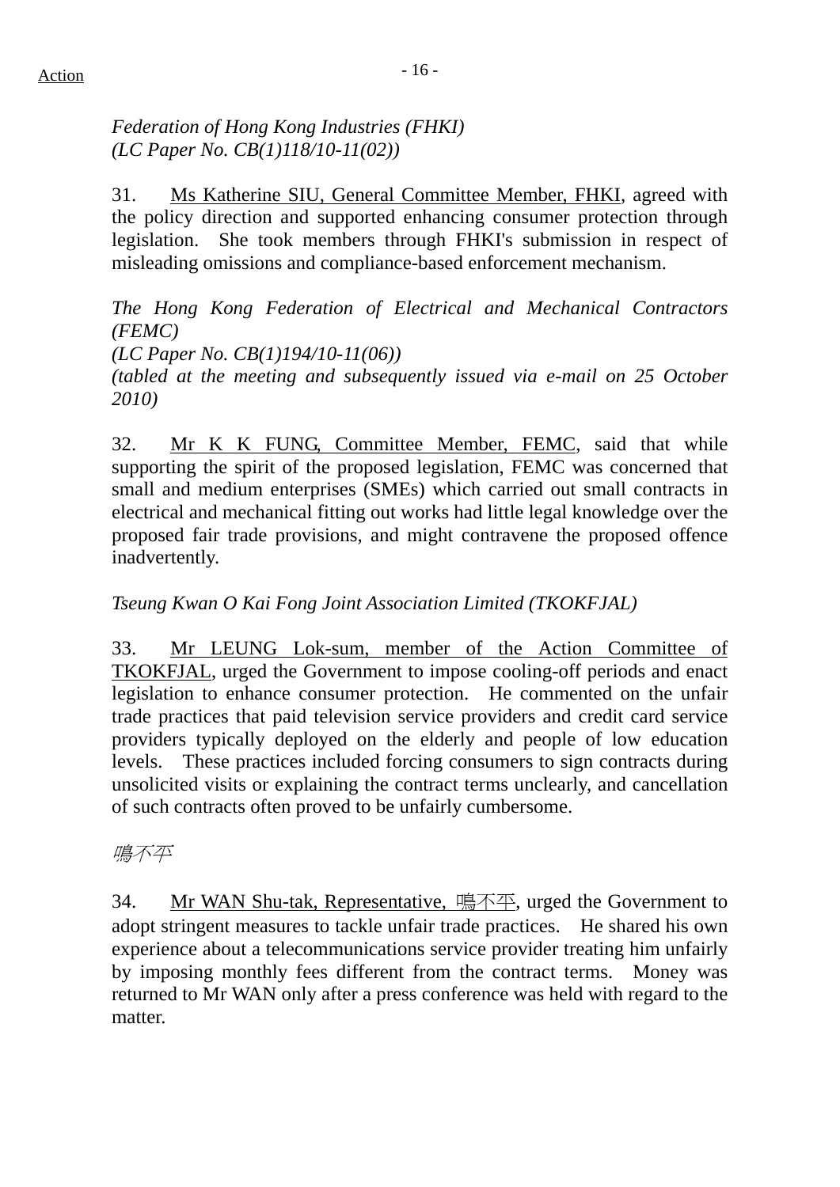Action

*Federation of Hong Kong Industries (FHKI)*
*(LC Paper No. CB(1)118/10-11(02))*

31. Ms Katherine SIU, General Committee Member, FHKI, agreed with the policy direction and supported enhancing consumer protection through legislation. She took members through FHKI's submission in respect of misleading omissions and compliance-based enforcement mechanism.

*The Hong Kong Federation of Electrical and Mechanical Contractors (FEMC)*
*(LC Paper No. CB(1)194/10-11(06))*
*(tabled at the meeting and subsequently issued via e-mail on 25 October 2010)*

32. Mr K K FUNG, Committee Member, FEMC, said that while supporting the spirit of the proposed legislation, FEMC was concerned that small and medium enterprises (SMEs) which carried out small contracts in electrical and mechanical fitting out works had little legal knowledge over the proposed fair trade provisions, and might contravene the proposed offence inadvertently.

*Tseung Kwan O Kai Fong Joint Association Limited (TKOKFJAL)*

33. Mr LEUNG Lok-sum, member of the Action Committee of TKOKFJAL, urged the Government to impose cooling-off periods and enact legislation to enhance consumer protection. He commented on the unfair trade practices that paid television service providers and credit card service providers typically deployed on the elderly and people of low education levels. These practices included forcing consumers to sign contracts during unsolicited visits or explaining the contract terms unclearly, and cancellation of such contracts often proved to be unfairly cumbersome.

*鳴不平*

34. Mr WAN Shu-tak, Representative, 鳴不平, urged the Government to adopt stringent measures to tackle unfair trade practices. He shared his own experience about a telecommunications service provider treating him unfairly by imposing monthly fees different from the contract terms. Money was returned to Mr WAN only after a press conference was held with regard to the matter.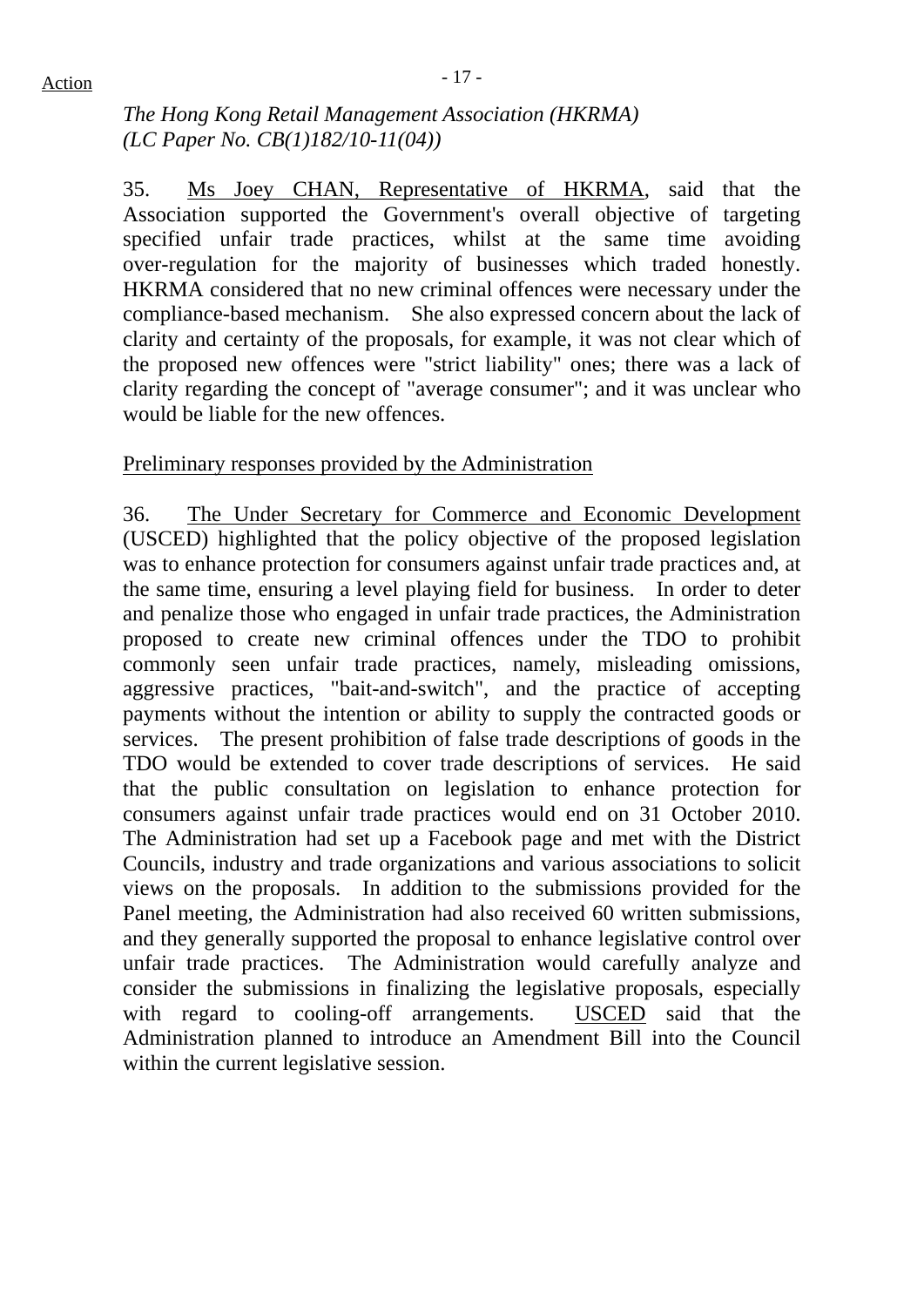*The Hong Kong Retail Management Association (HKRMA)*
*(LC Paper No. CB(1)182/10-11(04))*

35. Ms Joey CHAN, Representative of HKRMA, said that the Association supported the Government's overall objective of targeting specified unfair trade practices, whilst at the same time avoiding over-regulation for the majority of businesses which traded honestly. HKRMA considered that no new criminal offences were necessary under the compliance-based mechanism. She also expressed concern about the lack of clarity and certainty of the proposals, for example, it was not clear which of the proposed new offences were "strict liability" ones; there was a lack of clarity regarding the concept of "average consumer"; and it was unclear who would be liable for the new offences.

Preliminary responses provided by the Administration

36. The Under Secretary for Commerce and Economic Development (USCED) highlighted that the policy objective of the proposed legislation was to enhance protection for consumers against unfair trade practices and, at the same time, ensuring a level playing field for business. In order to deter and penalize those who engaged in unfair trade practices, the Administration proposed to create new criminal offences under the TDO to prohibit commonly seen unfair trade practices, namely, misleading omissions, aggressive practices, "bait-and-switch", and the practice of accepting payments without the intention or ability to supply the contracted goods or services. The present prohibition of false trade descriptions of goods in the TDO would be extended to cover trade descriptions of services. He said that the public consultation on legislation to enhance protection for consumers against unfair trade practices would end on 31 October 2010. The Administration had set up a Facebook page and met with the District Councils, industry and trade organizations and various associations to solicit views on the proposals. In addition to the submissions provided for the Panel meeting, the Administration had also received 60 written submissions, and they generally supported the proposal to enhance legislative control over unfair trade practices. The Administration would carefully analyze and consider the submissions in finalizing the legislative proposals, especially with regard to cooling-off arrangements. USCED said that the Administration planned to introduce an Amendment Bill into the Council within the current legislative session.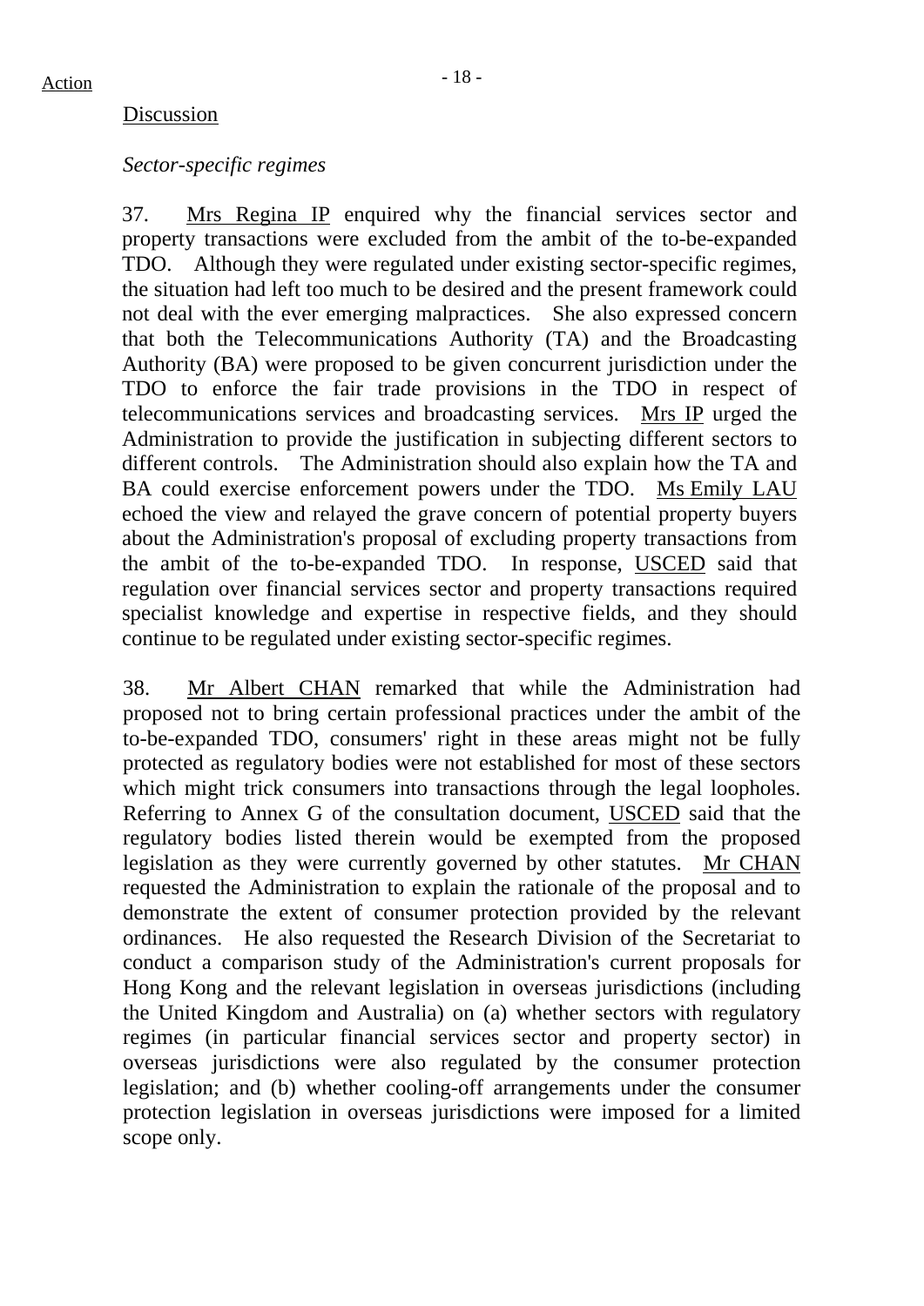Action

Discussion

*Sector-specific regimes*

37. Mrs Regina IP enquired why the financial services sector and property transactions were excluded from the ambit of the to-be-expanded TDO. Although they were regulated under existing sector-specific regimes, the situation had left too much to be desired and the present framework could not deal with the ever emerging malpractices. She also expressed concern that both the Telecommunications Authority (TA) and the Broadcasting Authority (BA) were proposed to be given concurrent jurisdiction under the TDO to enforce the fair trade provisions in the TDO in respect of telecommunications services and broadcasting services. Mrs IP urged the Administration to provide the justification in subjecting different sectors to different controls. The Administration should also explain how the TA and BA could exercise enforcement powers under the TDO. Ms Emily LAU echoed the view and relayed the grave concern of potential property buyers about the Administration's proposal of excluding property transactions from the ambit of the to-be-expanded TDO. In response, USCED said that regulation over financial services sector and property transactions required specialist knowledge and expertise in respective fields, and they should continue to be regulated under existing sector-specific regimes.

38. Mr Albert CHAN remarked that while the Administration had proposed not to bring certain professional practices under the ambit of the to-be-expanded TDO, consumers' right in these areas might not be fully protected as regulatory bodies were not established for most of these sectors which might trick consumers into transactions through the legal loopholes. Referring to Annex G of the consultation document, USCED said that the regulatory bodies listed therein would be exempted from the proposed legislation as they were currently governed by other statutes. Mr CHAN requested the Administration to explain the rationale of the proposal and to demonstrate the extent of consumer protection provided by the relevant ordinances. He also requested the Research Division of the Secretariat to conduct a comparison study of the Administration's current proposals for Hong Kong and the relevant legislation in overseas jurisdictions (including the United Kingdom and Australia) on (a) whether sectors with regulatory regimes (in particular financial services sector and property sector) in overseas jurisdictions were also regulated by the consumer protection legislation; and (b) whether cooling-off arrangements under the consumer protection legislation in overseas jurisdictions were imposed for a limited scope only.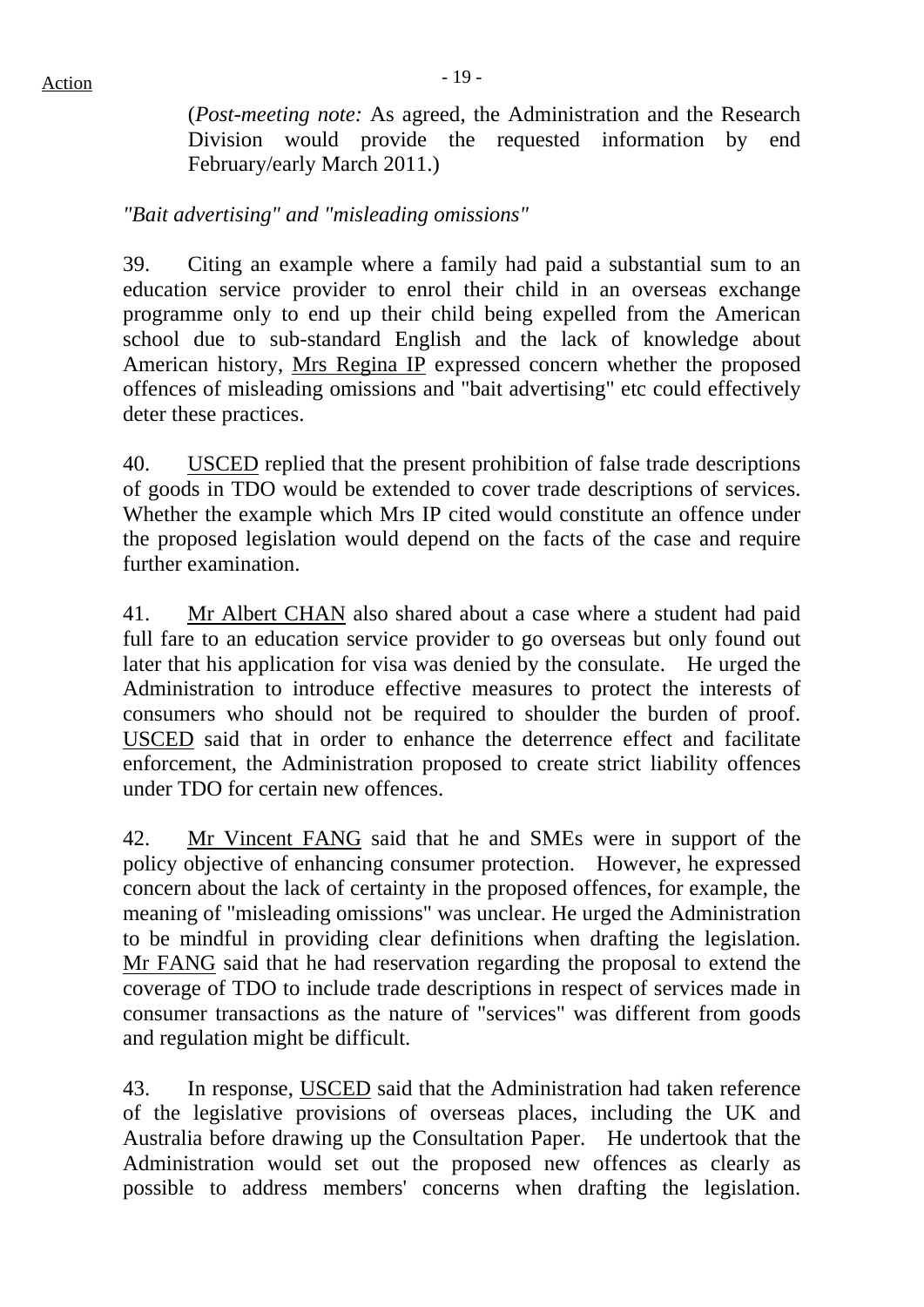(*Post-meeting note:* As agreed, the Administration and the Research Division would provide the requested information by end February/early March 2011.)

*"Bait advertising" and "misleading omissions"*

39. Citing an example where a family had paid a substantial sum to an education service provider to enrol their child in an overseas exchange programme only to end up their child being expelled from the American school due to sub-standard English and the lack of knowledge about American history, Mrs Regina IP expressed concern whether the proposed offences of misleading omissions and "bait advertising" etc could effectively deter these practices.

40. USCED replied that the present prohibition of false trade descriptions of goods in TDO would be extended to cover trade descriptions of services. Whether the example which Mrs IP cited would constitute an offence under the proposed legislation would depend on the facts of the case and require further examination.

41. Mr Albert CHAN also shared about a case where a student had paid full fare to an education service provider to go overseas but only found out later that his application for visa was denied by the consulate. He urged the Administration to introduce effective measures to protect the interests of consumers who should not be required to shoulder the burden of proof. USCED said that in order to enhance the deterrence effect and facilitate enforcement, the Administration proposed to create strict liability offences under TDO for certain new offences.

42. Mr Vincent FANG said that he and SMEs were in support of the policy objective of enhancing consumer protection. However, he expressed concern about the lack of certainty in the proposed offences, for example, the meaning of "misleading omissions" was unclear. He urged the Administration to be mindful in providing clear definitions when drafting the legislation. Mr FANG said that he had reservation regarding the proposal to extend the coverage of TDO to include trade descriptions in respect of services made in consumer transactions as the nature of "services" was different from goods and regulation might be difficult.

43. In response, USCED said that the Administration had taken reference of the legislative provisions of overseas places, including the UK and Australia before drawing up the Consultation Paper. He undertook that the Administration would set out the proposed new offences as clearly as possible to address members' concerns when drafting the legislation.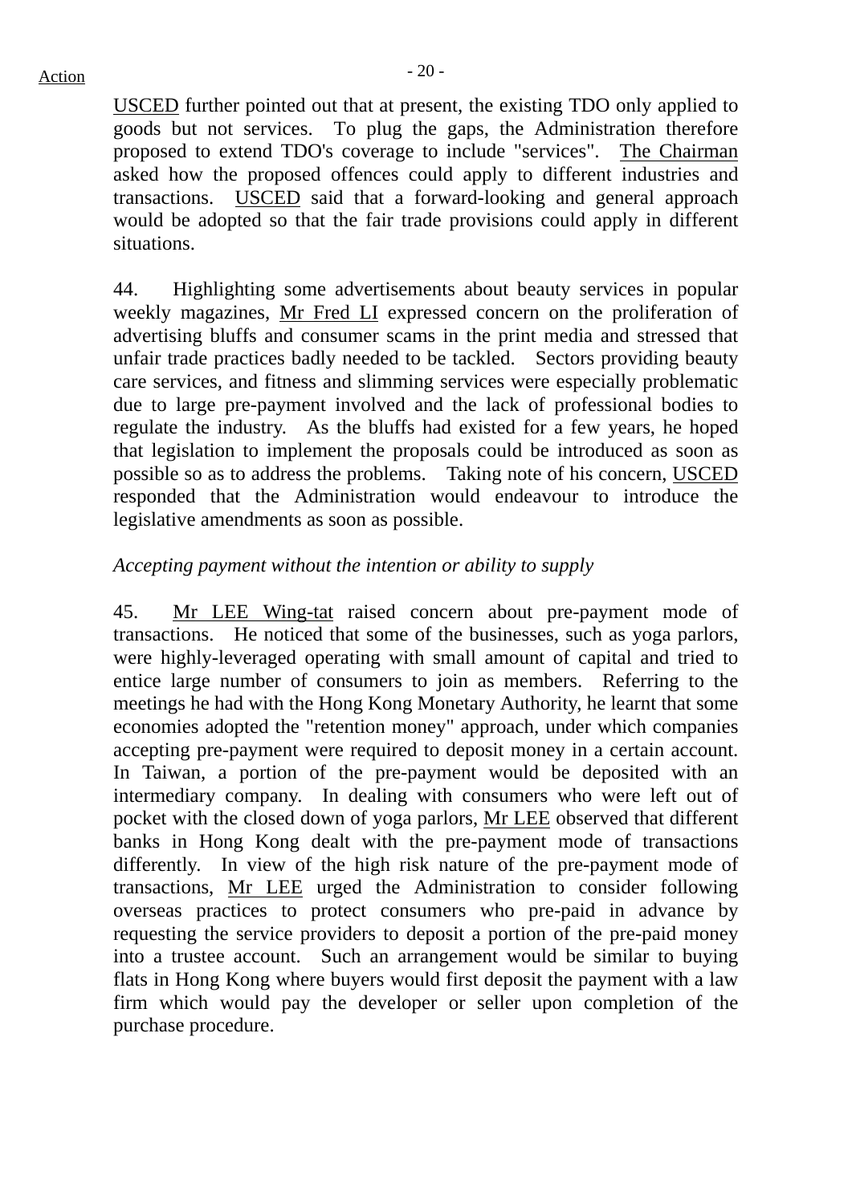USCED further pointed out that at present, the existing TDO only applied to goods but not services. To plug the gaps, the Administration therefore proposed to extend TDO's coverage to include "services". The Chairman asked how the proposed offences could apply to different industries and transactions. USCED said that a forward-looking and general approach would be adopted so that the fair trade provisions could apply in different situations.

44. Highlighting some advertisements about beauty services in popular weekly magazines, Mr Fred LI expressed concern on the proliferation of advertising bluffs and consumer scams in the print media and stressed that unfair trade practices badly needed to be tackled. Sectors providing beauty care services, and fitness and slimming services were especially problematic due to large pre-payment involved and the lack of professional bodies to regulate the industry. As the bluffs had existed for a few years, he hoped that legislation to implement the proposals could be introduced as soon as possible so as to address the problems. Taking note of his concern, USCED responded that the Administration would endeavour to introduce the legislative amendments as soon as possible.

*Accepting payment without the intention or ability to supply*

45. Mr LEE Wing-tat raised concern about pre-payment mode of transactions. He noticed that some of the businesses, such as yoga parlors, were highly-leveraged operating with small amount of capital and tried to entice large number of consumers to join as members. Referring to the meetings he had with the Hong Kong Monetary Authority, he learnt that some economies adopted the "retention money" approach, under which companies accepting pre-payment were required to deposit money in a certain account. In Taiwan, a portion of the pre-payment would be deposited with an intermediary company. In dealing with consumers who were left out of pocket with the closed down of yoga parlors, Mr LEE observed that different banks in Hong Kong dealt with the pre-payment mode of transactions differently. In view of the high risk nature of the pre-payment mode of transactions, Mr LEE urged the Administration to consider following overseas practices to protect consumers who pre-paid in advance by requesting the service providers to deposit a portion of the pre-paid money into a trustee account. Such an arrangement would be similar to buying flats in Hong Kong where buyers would first deposit the payment with a law firm which would pay the developer or seller upon completion of the purchase procedure.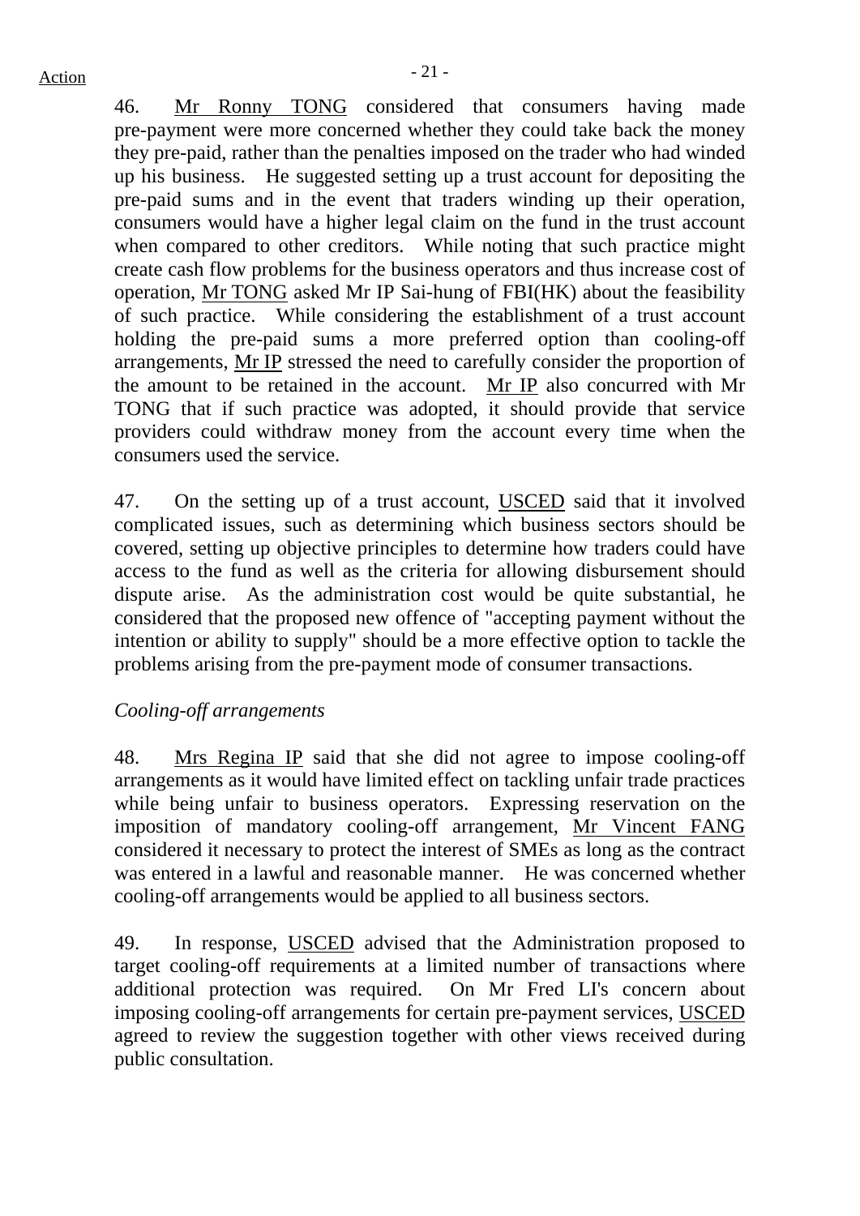46. Mr Ronny TONG considered that consumers having made pre-payment were more concerned whether they could take back the money they pre-paid, rather than the penalties imposed on the trader who had winded up his business. He suggested setting up a trust account for depositing the pre-paid sums and in the event that traders winding up their operation, consumers would have a higher legal claim on the fund in the trust account when compared to other creditors. While noting that such practice might create cash flow problems for the business operators and thus increase cost of operation, Mr TONG asked Mr IP Sai-hung of FBI(HK) about the feasibility of such practice. While considering the establishment of a trust account holding the pre-paid sums a more preferred option than cooling-off arrangements, Mr IP stressed the need to carefully consider the proportion of the amount to be retained in the account. Mr IP also concurred with Mr TONG that if such practice was adopted, it should provide that service providers could withdraw money from the account every time when the consumers used the service.

47. On the setting up of a trust account, USCED said that it involved complicated issues, such as determining which business sectors should be covered, setting up objective principles to determine how traders could have access to the fund as well as the criteria for allowing disbursement should dispute arise. As the administration cost would be quite substantial, he considered that the proposed new offence of "accepting payment without the intention or ability to supply" should be a more effective option to tackle the problems arising from the pre-payment mode of consumer transactions.

*Cooling-off arrangements*

48. Mrs Regina IP said that she did not agree to impose cooling-off arrangements as it would have limited effect on tackling unfair trade practices while being unfair to business operators. Expressing reservation on the imposition of mandatory cooling-off arrangement, Mr Vincent FANG considered it necessary to protect the interest of SMEs as long as the contract was entered in a lawful and reasonable manner. He was concerned whether cooling-off arrangements would be applied to all business sectors.

49. In response, USCED advised that the Administration proposed to target cooling-off requirements at a limited number of transactions where additional protection was required. On Mr Fred LI's concern about imposing cooling-off arrangements for certain pre-payment services, USCED agreed to review the suggestion together with other views received during public consultation.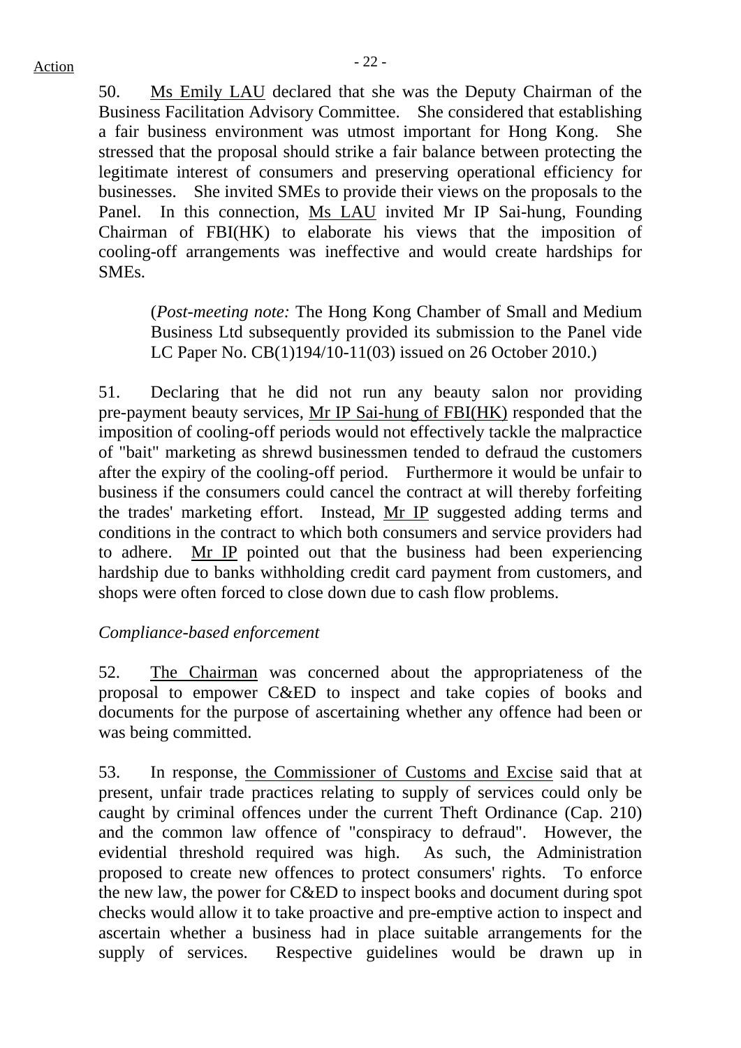50. Ms Emily LAU declared that she was the Deputy Chairman of the Business Facilitation Advisory Committee. She considered that establishing a fair business environment was utmost important for Hong Kong. She stressed that the proposal should strike a fair balance between protecting the legitimate interest of consumers and preserving operational efficiency for businesses. She invited SMEs to provide their views on the proposals to the Panel. In this connection, Ms LAU invited Mr IP Sai-hung, Founding Chairman of FBI(HK) to elaborate his views that the imposition of cooling-off arrangements was ineffective and would create hardships for SMEs.

> (*Post-meeting note:* The Hong Kong Chamber of Small and Medium Business Ltd subsequently provided its submission to the Panel vide LC Paper No. CB(1)194/10-11(03) issued on 26 October 2010.)

51. Declaring that he did not run any beauty salon nor providing pre-payment beauty services, Mr IP Sai-hung of FBI(HK) responded that the imposition of cooling-off periods would not effectively tackle the malpractice of "bait" marketing as shrewd businessmen tended to defraud the customers after the expiry of the cooling-off period. Furthermore it would be unfair to business if the consumers could cancel the contract at will thereby forfeiting the trades' marketing effort. Instead, Mr IP suggested adding terms and conditions in the contract to which both consumers and service providers had to adhere. Mr IP pointed out that the business had been experiencing hardship due to banks withholding credit card payment from customers, and shops were often forced to close down due to cash flow problems.

*Compliance-based enforcement*

52. The Chairman was concerned about the appropriateness of the proposal to empower C&ED to inspect and take copies of books and documents for the purpose of ascertaining whether any offence had been or was being committed.

53. In response, the Commissioner of Customs and Excise said that at present, unfair trade practices relating to supply of services could only be caught by criminal offences under the current Theft Ordinance (Cap. 210) and the common law offence of "conspiracy to defraud". However, the evidential threshold required was high. As such, the Administration proposed to create new offences to protect consumers' rights. To enforce the new law, the power for C&ED to inspect books and document during spot checks would allow it to take proactive and pre-emptive action to inspect and ascertain whether a business had in place suitable arrangements for the supply of services. Respective guidelines would be drawn up in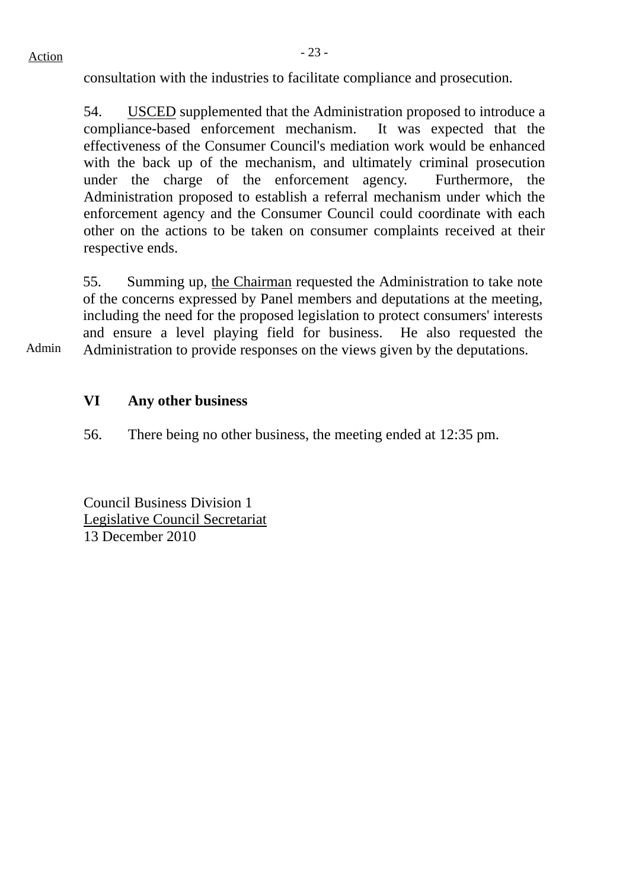Action

consultation with the industries to facilitate compliance and prosecution.

54. USCED supplemented that the Administration proposed to introduce a compliance-based enforcement mechanism. It was expected that the effectiveness of the Consumer Council's mediation work would be enhanced with the back up of the mechanism, and ultimately criminal prosecution under the charge of the enforcement agency. Furthermore, the Administration proposed to establish a referral mechanism under which the enforcement agency and the Consumer Council could coordinate with each other on the actions to be taken on consumer complaints received at their respective ends.

55. Summing up, the Chairman requested the Administration to take note of the concerns expressed by Panel members and deputations at the meeting, including the need for the proposed legislation to protect consumers' interests and ensure a level playing field for business. He also requested the Administration to provide responses on the views given by the deputations.

Admin

## VI Any other business

56. There being no other business, the meeting ended at 12:35 pm.

Council Business Division 1
Legislative Council Secretariat
13 December 2010